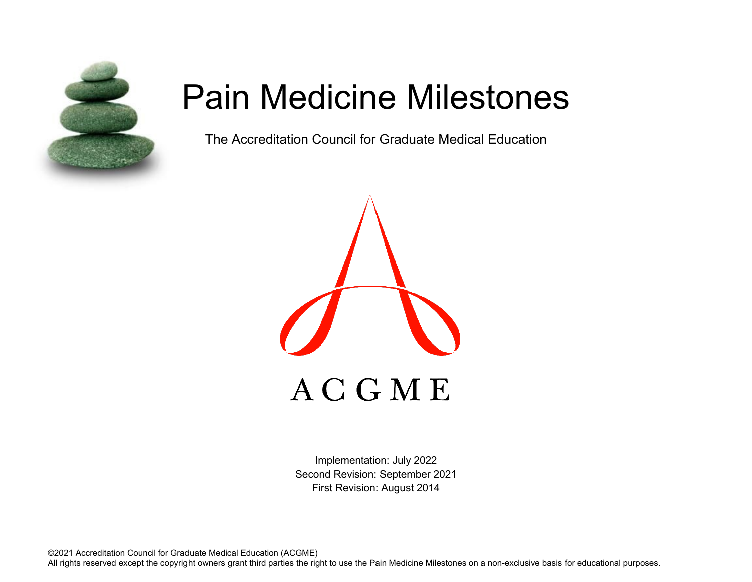# Pain Medicine Milestones

The Accreditation Council for Graduate Medical Education

ACGME

Implementation: July 2022
Second Revision: September 2021
First Revision: August 2014

©2021 Accreditation Council for Graduate Medical Education (ACGME)
All rights reserved except the copyright owners grant third parties the right to use the Pain Medicine Milestones on a non-exclusive basis for educational purposes.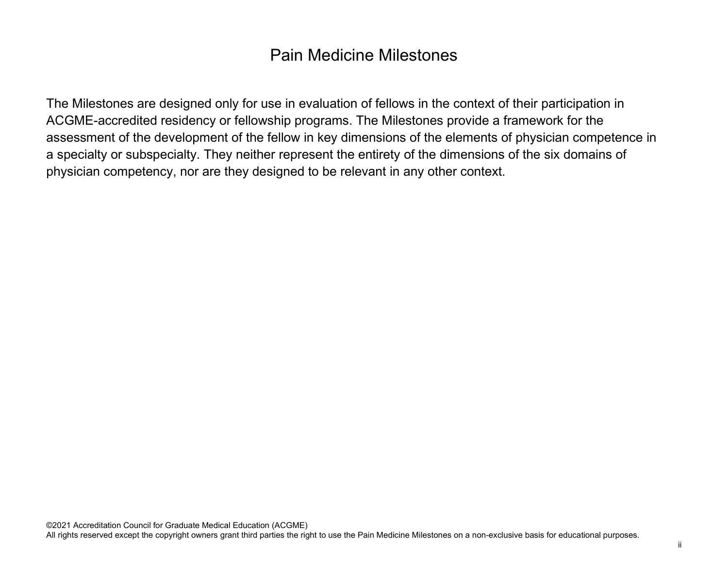# Pain Medicine Milestones

The Milestones are designed only for use in evaluation of fellows in the context of their participation in ACGME-accredited residency or fellowship programs. The Milestones provide a framework for the assessment of the development of the fellow in key dimensions of the elements of physician competence in a specialty or subspecialty. They neither represent the entirety of the dimensions of the six domains of physician competency, nor are they designed to be relevant in any other context.

©2021 Accreditation Council for Graduate Medical Education (ACGME)
All rights reserved except the copyright owners grant third parties the right to use the Pain Medicine Milestones on a non-exclusive basis for educational purposes.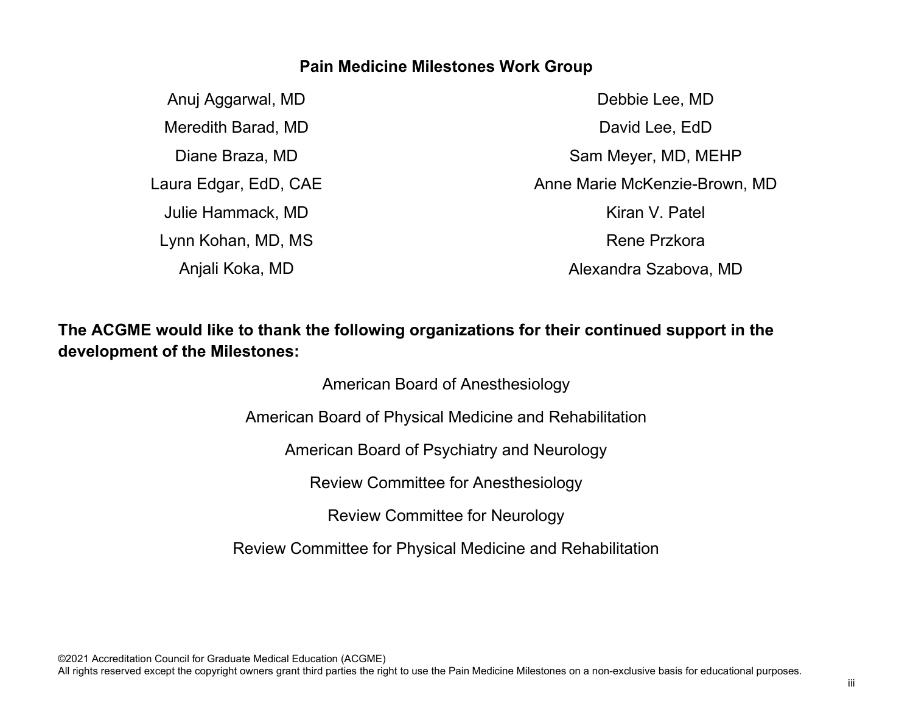## Pain Medicine Milestones Work Group

Anuj Aggarwal, MD

Meredith Barad, MD

Diane Braza, MD

Laura Edgar, EdD, CAE

Julie Hammack, MD

Lynn Kohan, MD, MS

Anjali Koka, MD

Debbie Lee, MD

David Lee, EdD

Sam Meyer, MD, MEHP

Anne Marie McKenzie-Brown, MD

Kiran V. Patel

Rene Przkora

Alexandra Szabova, MD

**The ACGME would like to thank the following organizations for their continued support in the development of the Milestones:**

American Board of Anesthesiology

American Board of Physical Medicine and Rehabilitation

American Board of Psychiatry and Neurology

Review Committee for Anesthesiology

Review Committee for Neurology

Review Committee for Physical Medicine and Rehabilitation

©2021 Accreditation Council for Graduate Medical Education (ACGME)
All rights reserved except the copyright owners grant third parties the right to use the Pain Medicine Milestones on a non-exclusive basis for educational purposes.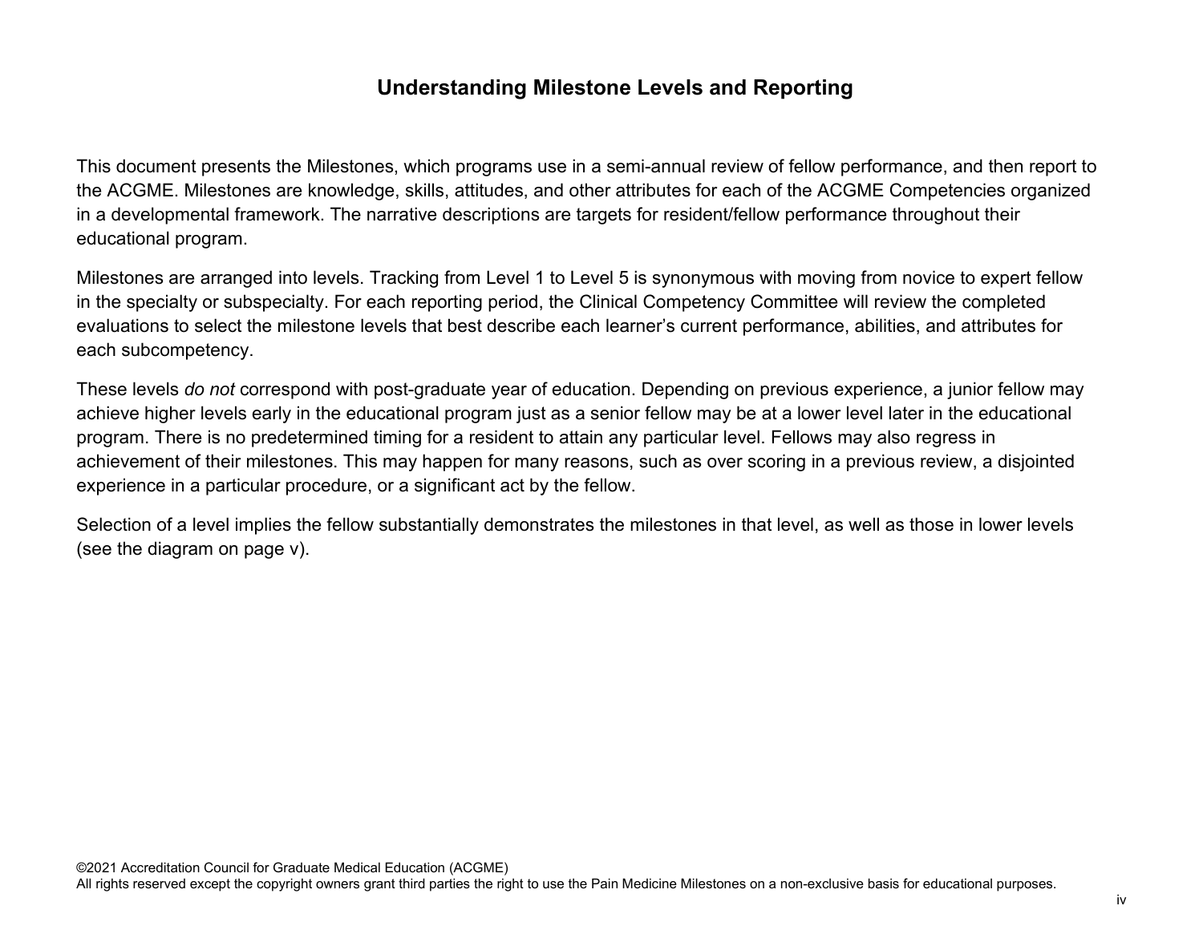# Understanding Milestone Levels and Reporting

This document presents the Milestones, which programs use in a semi-annual review of fellow performance, and then report to the ACGME. Milestones are knowledge, skills, attitudes, and other attributes for each of the ACGME Competencies organized in a developmental framework. The narrative descriptions are targets for resident/fellow performance throughout their educational program.

Milestones are arranged into levels. Tracking from Level 1 to Level 5 is synonymous with moving from novice to expert fellow in the specialty or subspecialty. For each reporting period, the Clinical Competency Committee will review the completed evaluations to select the milestone levels that best describe each learner's current performance, abilities, and attributes for each subcompetency.

These levels *do not* correspond with post-graduate year of education. Depending on previous experience, a junior fellow may achieve higher levels early in the educational program just as a senior fellow may be at a lower level later in the educational program. There is no predetermined timing for a resident to attain any particular level. Fellows may also regress in achievement of their milestones. This may happen for many reasons, such as over scoring in a previous review, a disjointed experience in a particular procedure, or a significant act by the fellow.

Selection of a level implies the fellow substantially demonstrates the milestones in that level, as well as those in lower levels (see the diagram on page v).

©2021 Accreditation Council for Graduate Medical Education (ACGME)
All rights reserved except the copyright owners grant third parties the right to use the Pain Medicine Milestones on a non-exclusive basis for educational purposes.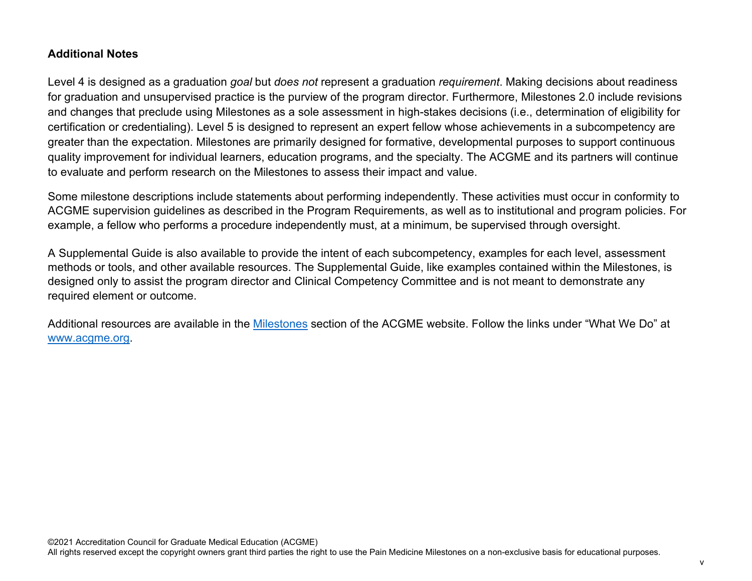**Additional Notes**

Level 4 is designed as a graduation *goal* but *does not* represent a graduation *requirement*. Making decisions about readiness for graduation and unsupervised practice is the purview of the program director. Furthermore, Milestones 2.0 include revisions and changes that preclude using Milestones as a sole assessment in high-stakes decisions (i.e., determination of eligibility for certification or credentialing). Level 5 is designed to represent an expert fellow whose achievements in a subcompetency are greater than the expectation. Milestones are primarily designed for formative, developmental purposes to support continuous quality improvement for individual learners, education programs, and the specialty. The ACGME and its partners will continue to evaluate and perform research on the Milestones to assess their impact and value.

Some milestone descriptions include statements about performing independently. These activities must occur in conformity to ACGME supervision guidelines as described in the Program Requirements, as well as to institutional and program policies. For example, a fellow who performs a procedure independently must, at a minimum, be supervised through oversight.

A Supplemental Guide is also available to provide the intent of each subcompetency, examples for each level, assessment methods or tools, and other available resources. The Supplemental Guide, like examples contained within the Milestones, is designed only to assist the program director and Clinical Competency Committee and is not meant to demonstrate any required element or outcome.

Additional resources are available in the [Milestones](https://www.acgme.org) section of the ACGME website. Follow the links under "What We Do" at [www.acgme.org](http://www.acgme.org).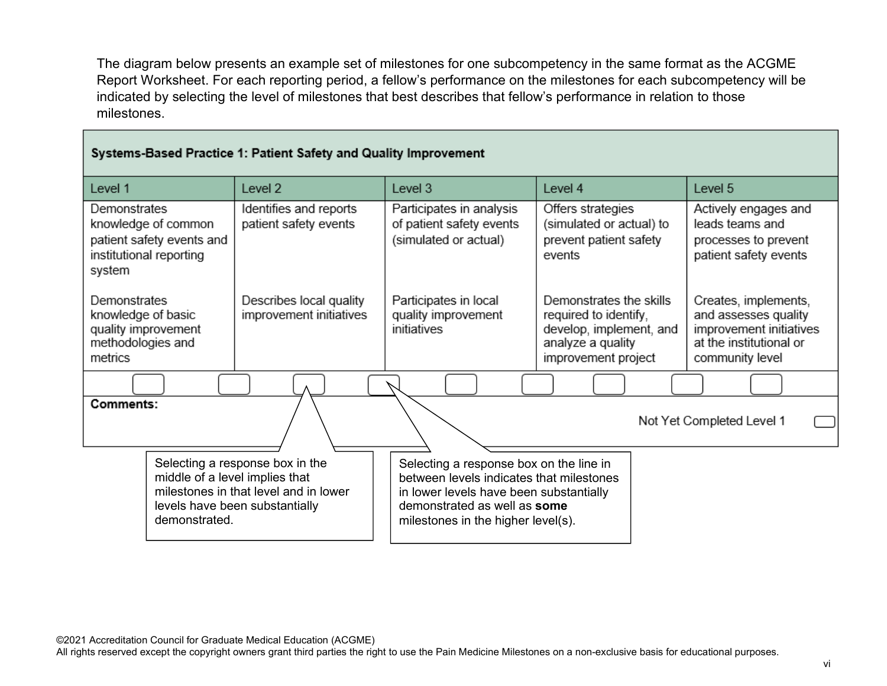The diagram below presents an example set of milestones for one subcompetency in the same format as the ACGME Report Worksheet. For each reporting period, a fellow's performance on the milestones for each subcompetency will be indicated by selecting the level of milestones that best describes that fellow's performance in relation to those milestones.

| **Systems-Based Practice 1: Patient Safety and Quality Improvement** | | | | |
|---|---|---|---|---|
| Level 1 | Level 2 | Level 3 | Level 4 | Level 5 |
| Demonstrates knowledge of common patient safety events and institutional reporting system | Identifies and reports patient safety events | Participates in analysis of patient safety events (simulated or actual) | Offers strategies (simulated or actual) to prevent patient safety events | Actively engages and leads teams and processes to prevent patient safety events |
| Demonstrates knowledge of basic quality improvement methodologies and metrics | Describes local quality improvement initiatives | Participates in local quality improvement initiatives | Demonstrates the skills required to identify, develop, implement, and analyze a quality improvement project | Creates, implements, and assesses quality improvement initiatives at the institutional or community level |

**Comments:**

Not Yet Completed Level 1

Selecting a response box in the middle of a level implies that milestones in that level and in lower levels have been substantially demonstrated.

Selecting a response box on the line in between levels indicates that milestones in lower levels have been substantially demonstrated as well as **some** milestones in the higher level(s).

©2021 Accreditation Council for Graduate Medical Education (ACGME)
All rights reserved except the copyright owners grant third parties the right to use the Pain Medicine Milestones on a non-exclusive basis for educational purposes.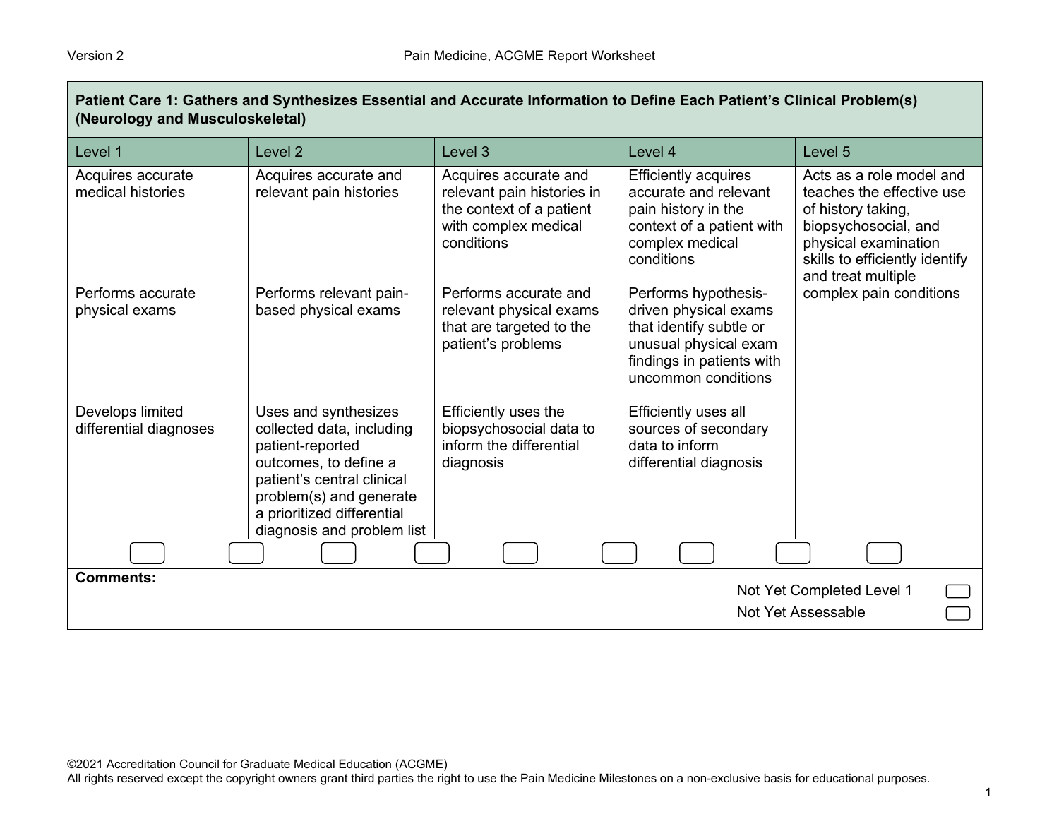## Patient Care 1: Gathers and Synthesizes Essential and Accurate Information to Define Each Patient's Clinical Problem(s) (Neurology and Musculoskeletal)

| Level 1 | Level 2 | Level 3 | Level 4 | Level 5 |
|---|---|---|---|---|
| Acquires accurate medical histories | Acquires accurate and relevant pain histories | Acquires accurate and relevant pain histories in the context of a patient with complex medical conditions | Efficiently acquires accurate and relevant pain history in the context of a patient with complex medical conditions | Acts as a role model and teaches the effective use of history taking, biopsychosocial, and physical examination skills to efficiently identify and treat multiple complex pain conditions |
| Performs accurate physical exams | Performs relevant pain-based physical exams | Performs accurate and relevant physical exams that are targeted to the patient's problems | Performs hypothesis-driven physical exams that identify subtle or unusual physical exam findings in patients with uncommon conditions | |
| Develops limited differential diagnoses | Uses and synthesizes collected data, including patient-reported outcomes, to define a patient's central clinical problem(s) and generate a prioritized differential diagnosis and problem list | Efficiently uses the biopsychosocial data to inform the differential diagnosis | Efficiently uses all sources of secondary data to inform differential diagnosis | |

**Comments:**

Not Yet Completed Level 1

Not Yet Assessable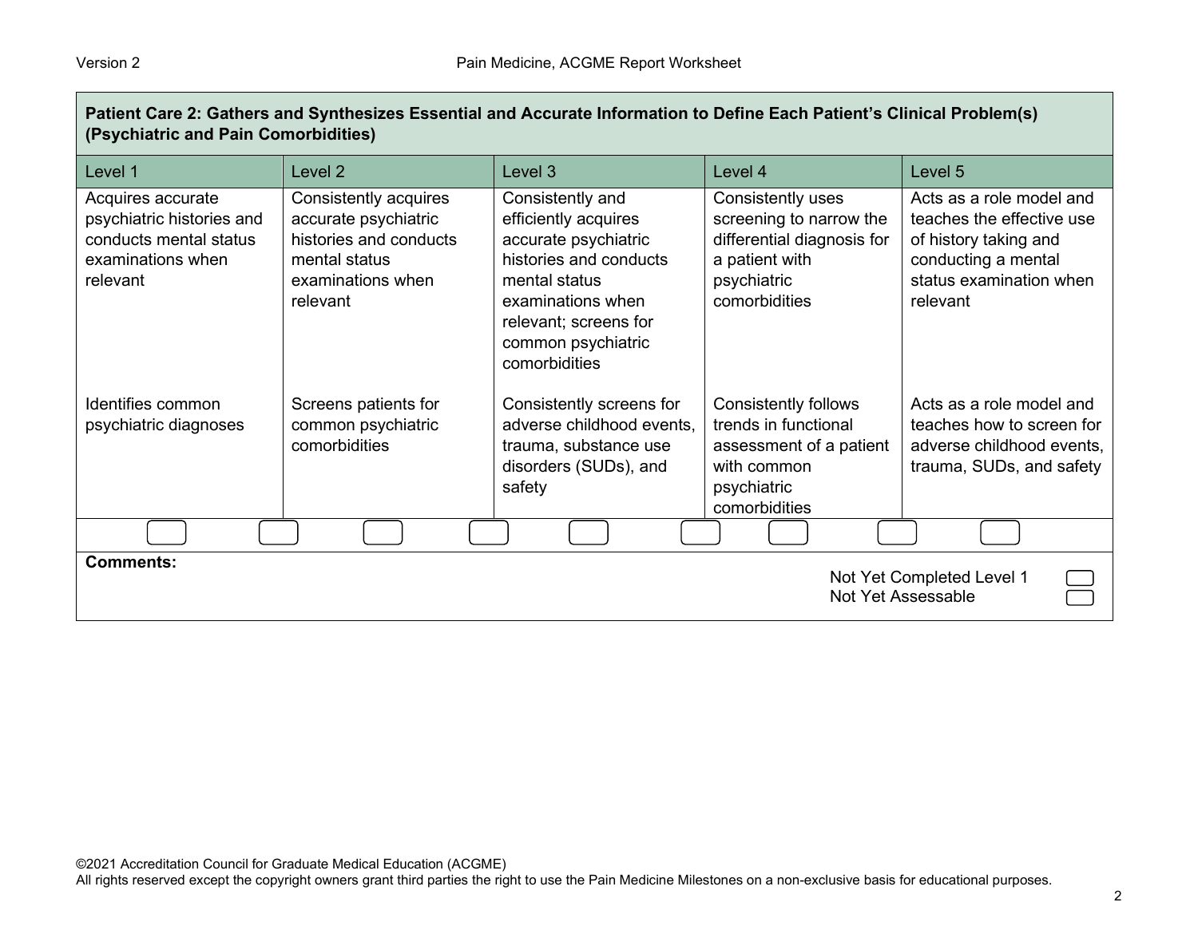## Patient Care 2: Gathers and Synthesizes Essential and Accurate Information to Define Each Patient's Clinical Problem(s) (Psychiatric and Pain Comorbidities)

| Level 1 | Level 2 | Level 3 | Level 4 | Level 5 |
|---|---|---|---|---|
| Acquires accurate psychiatric histories and conducts mental status examinations when relevant | Consistently acquires accurate psychiatric histories and conducts mental status examinations when relevant | Consistently and efficiently acquires accurate psychiatric histories and conducts mental status examinations when relevant; screens for common psychiatric comorbidities | Consistently uses screening to narrow the differential diagnosis for a patient with psychiatric comorbidities | Acts as a role model and teaches the effective use of history taking and conducting a mental status examination when relevant |
| Identifies common psychiatric diagnoses | Screens patients for common psychiatric comorbidities | Consistently screens for adverse childhood events, trauma, substance use disorders (SUDs), and safety | Consistently follows trends in functional assessment of a patient with common psychiatric comorbidities | Acts as a role model and teaches how to screen for adverse childhood events, trauma, SUDs, and safety |

**Comments:**

Not Yet Completed Level 1

Not Yet Assessable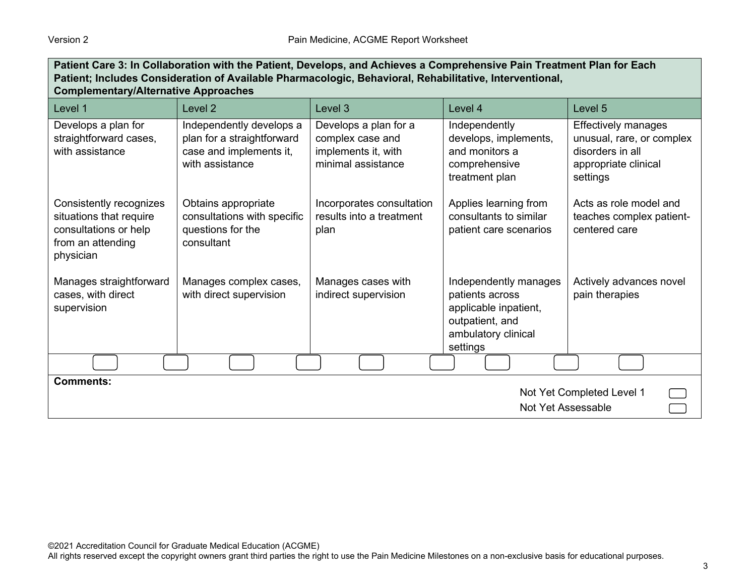| Patient Care 3: In Collaboration with the Patient, Develops, and Achieves a Comprehensive Pain Treatment Plan for Each Patient; Includes Consideration of Available Pharmacologic, Behavioral, Rehabilitative, Interventional, Complementary/Alternative Approaches | | | | |
|---|---|---|---|---|
| Level 1 | Level 2 | Level 3 | Level 4 | Level 5 |
| Develops a plan for straightforward cases, with assistance | Independently develops a plan for a straightforward case and implements it, with assistance | Develops a plan for a complex case and implements it, with minimal assistance | Independently develops, implements, and monitors a comprehensive treatment plan | Effectively manages unusual, rare, or complex disorders in all appropriate clinical settings |
| Consistently recognizes situations that require consultations or help from an attending physician | Obtains appropriate consultations with specific questions for the consultant | Incorporates consultation results into a treatment plan | Applies learning from consultants to similar patient care scenarios | Acts as role model and teaches complex patient-centered care |
| Manages straightforward cases, with direct supervision | Manages complex cases, with direct supervision | Manages cases with indirect supervision | Independently manages patients across applicable inpatient, outpatient, and ambulatory clinical settings | Actively advances novel pain therapies |

**Comments:**

Not Yet Completed Level 1

Not Yet Assessable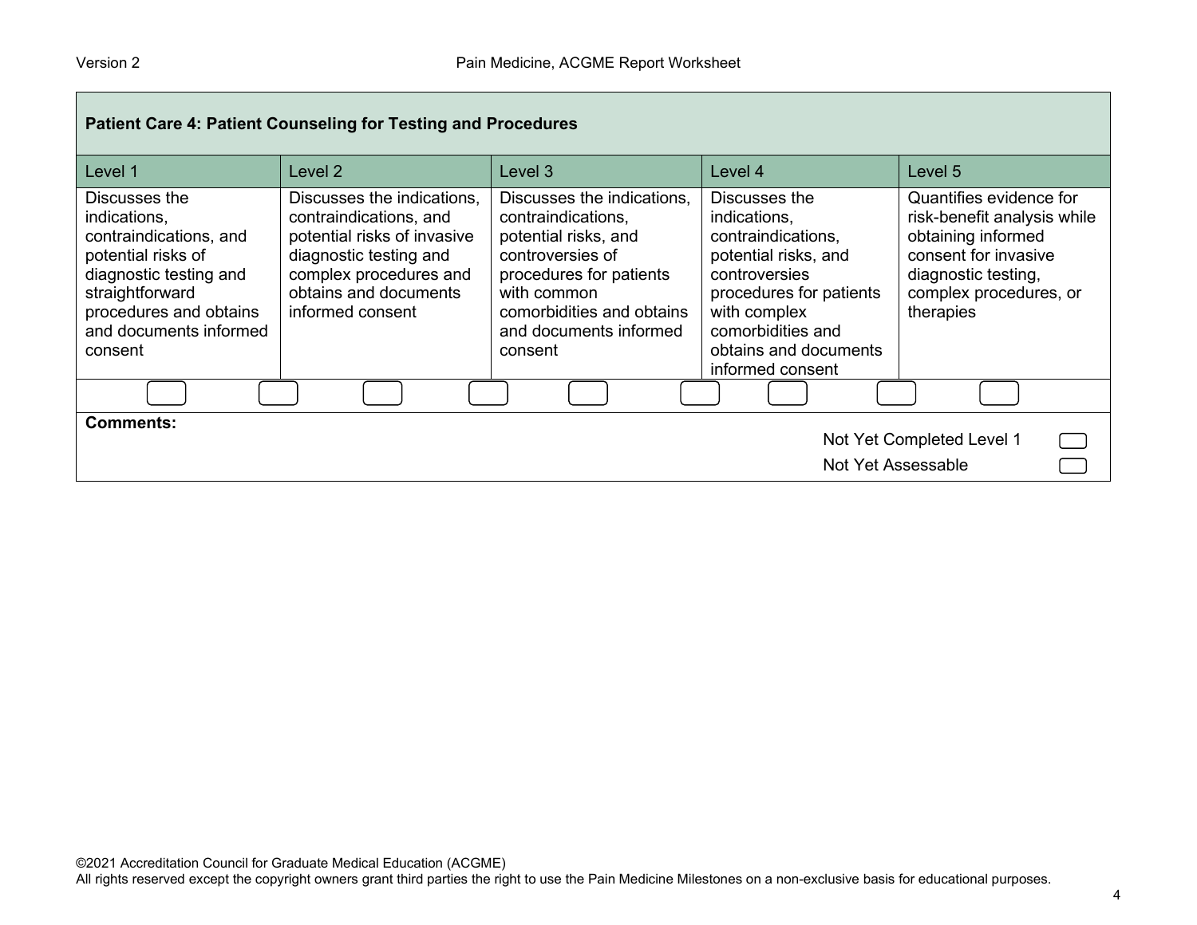## Patient Care 4: Patient Counseling for Testing and Procedures

| Level 1 | Level 2 | Level 3 | Level 4 | Level 5 |
|---|---|---|---|---|
| Discusses the indications, contraindications, and potential risks of diagnostic testing and straightforward procedures and obtains and documents informed consent | Discusses the indications, contraindications, and potential risks of invasive diagnostic testing and complex procedures and obtains and documents informed consent | Discusses the indications, contraindications, potential risks, and controversies of procedures for patients with common comorbidities and obtains and documents informed consent | Discusses the indications, contraindications, potential risks, and controversies procedures for patients with complex comorbidities and obtains and documents informed consent | Quantifies evidence for risk-benefit analysis while obtaining informed consent for invasive diagnostic testing, complex procedures, or therapies |

**Comments:**

Not Yet Completed Level 1

Not Yet Assessable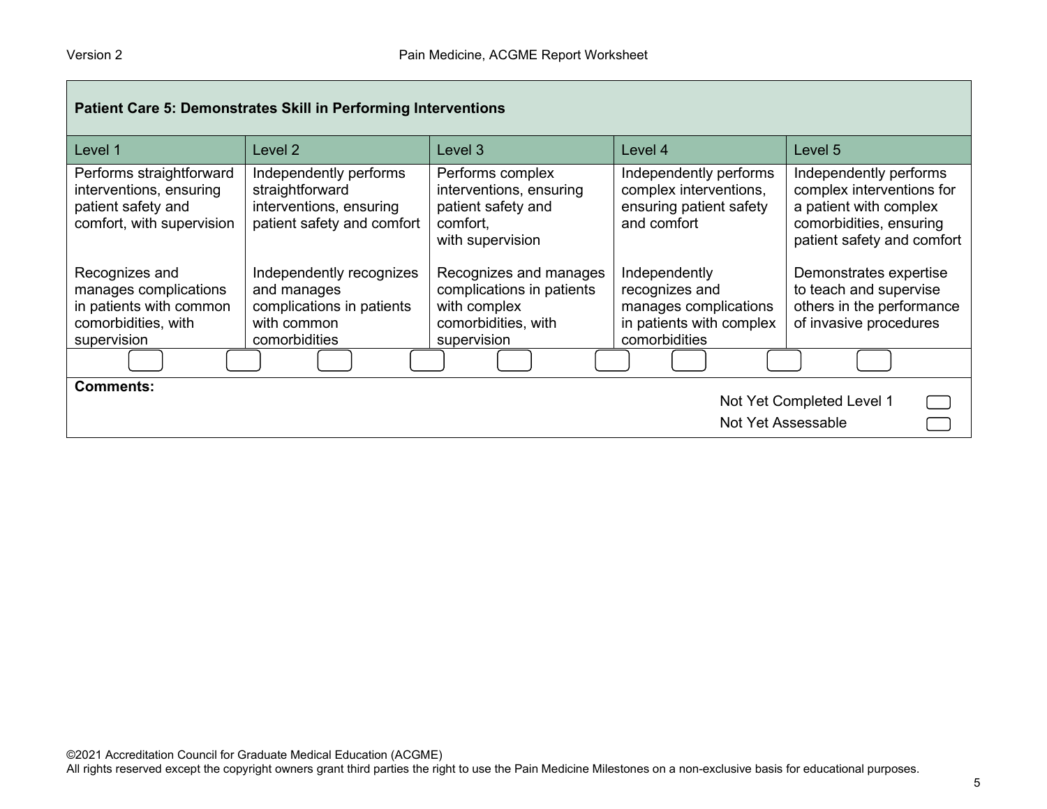## Patient Care 5: Demonstrates Skill in Performing Interventions

| Level 1 | Level 2 | Level 3 | Level 4 | Level 5 |
|---|---|---|---|---|
| Performs straightforward interventions, ensuring patient safety and comfort, with supervision | Independently performs straightforward interventions, ensuring patient safety and comfort | Performs complex interventions, ensuring patient safety and comfort, with supervision | Independently performs complex interventions, ensuring patient safety and comfort | Independently performs complex interventions for a patient with complex comorbidities, ensuring patient safety and comfort |
| Recognizes and manages complications in patients with common comorbidities, with supervision | Independently recognizes and manages complications in patients with common comorbidities | Recognizes and manages complications in patients with complex comorbidities, with supervision | Independently recognizes and manages complications in patients with complex comorbidities | Demonstrates expertise to teach and supervise others in the performance of invasive procedures |

**Comments:**

Not Yet Completed Level 1

Not Yet Assessable

©2021 Accreditation Council for Graduate Medical Education (ACGME)
All rights reserved except the copyright owners grant third parties the right to use the Pain Medicine Milestones on a non-exclusive basis for educational purposes.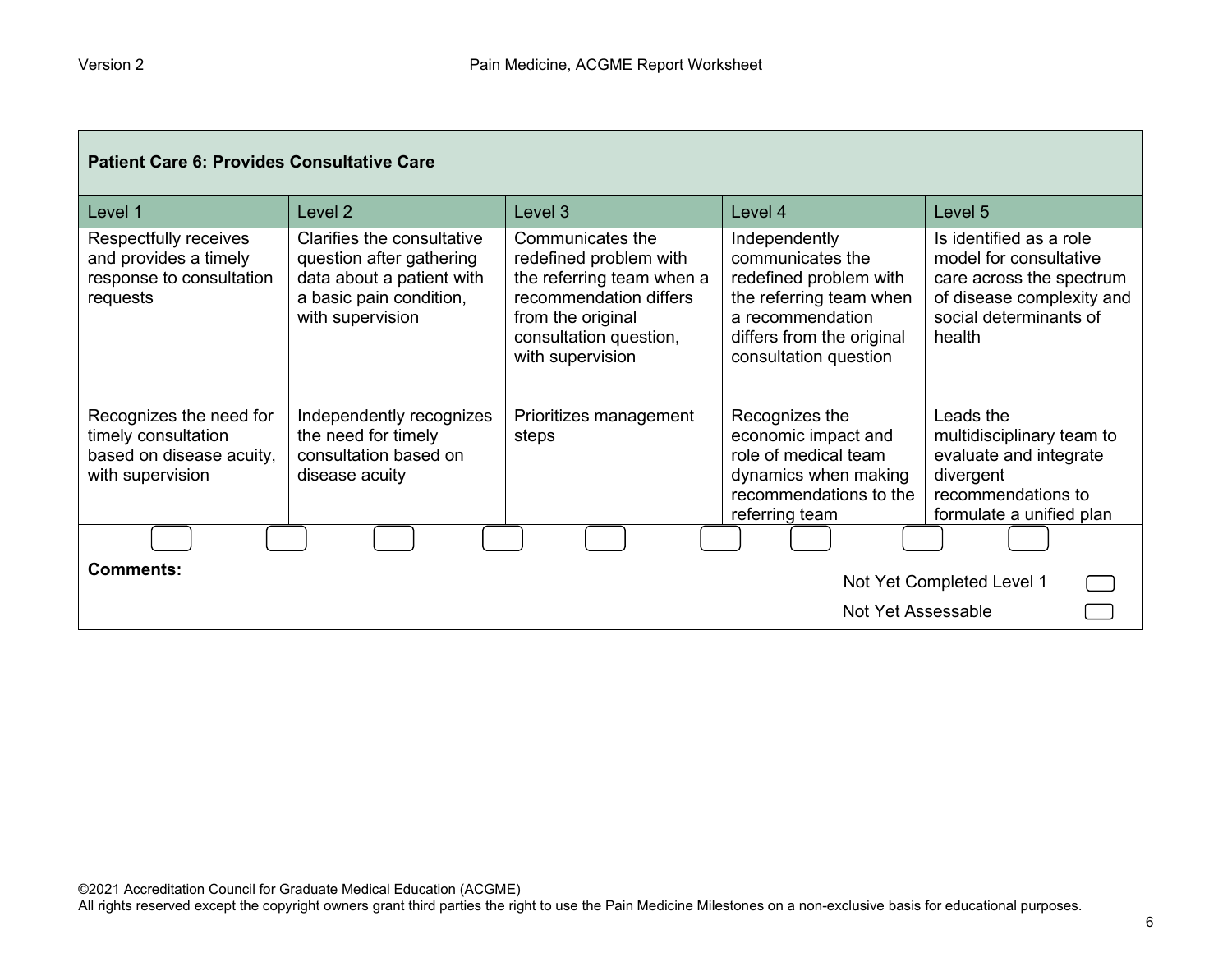## Patient Care 6: Provides Consultative Care

| Level 1 | Level 2 | Level 3 | Level 4 | Level 5 |
|---|---|---|---|---|
| Respectfully receives and provides a timely response to consultation requests | Clarifies the consultative question after gathering data about a patient with a basic pain condition, with supervision | Communicates the redefined problem with the referring team when a recommendation differs from the original consultation question, with supervision | Independently communicates the redefined problem with the referring team when a recommendation differs from the original consultation question | Is identified as a role model for consultative care across the spectrum of disease complexity and social determinants of health |
| Recognizes the need for timely consultation based on disease acuity, with supervision | Independently recognizes the need for timely consultation based on disease acuity | Prioritizes management steps | Recognizes the economic impact and role of medical team dynamics when making recommendations to the referring team | Leads the multidisciplinary team to evaluate and integrate divergent recommendations to formulate a unified plan |

**Comments:**

Not Yet Completed Level 1

Not Yet Assessable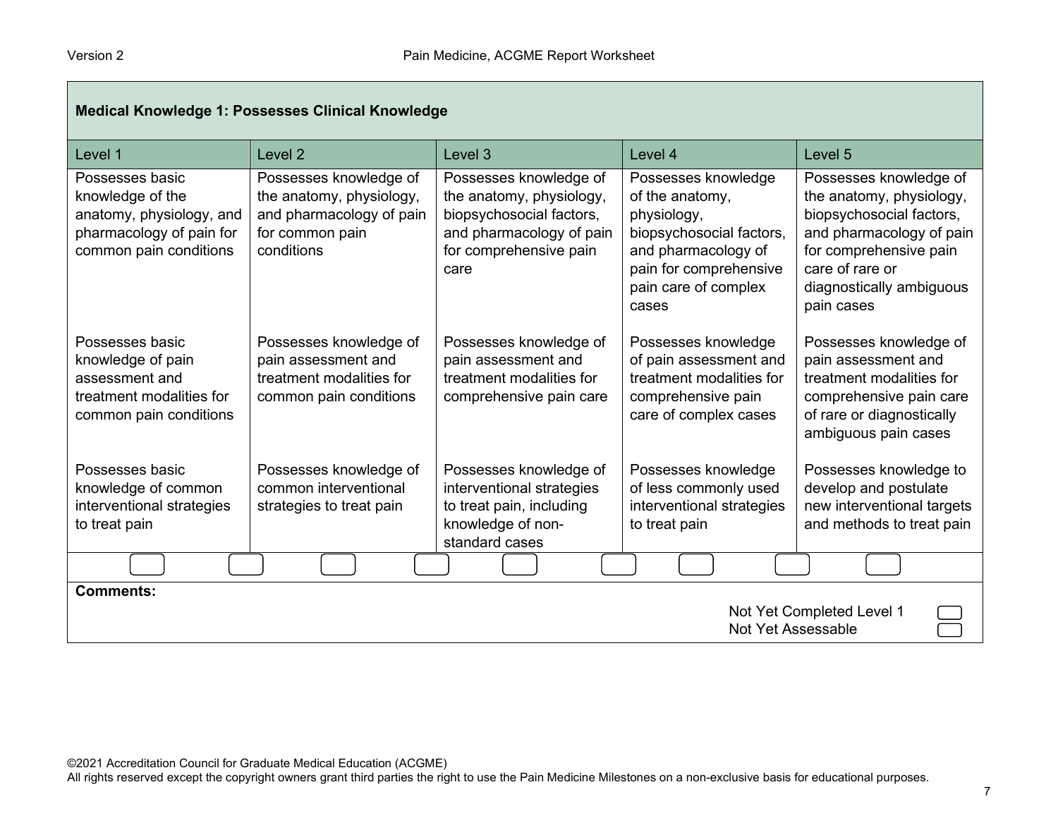| Medical Knowledge 1: Possesses Clinical Knowledge | | | | |
|---|---|---|---|---|
| **Level 1** | **Level 2** | **Level 3** | **Level 4** | **Level 5** |
| Possesses basic knowledge of the anatomy, physiology, and pharmacology of pain for common pain conditions | Possesses knowledge of the anatomy, physiology, and pharmacology of pain for common pain conditions | Possesses knowledge of the anatomy, physiology, biopsychosocial factors, and pharmacology of pain for comprehensive pain care | Possesses knowledge of the anatomy, physiology, biopsychosocial factors, and pharmacology of pain for comprehensive pain care of complex cases | Possesses knowledge of the anatomy, physiology, biopsychosocial factors, and pharmacology of pain for comprehensive pain care of rare or diagnostically ambiguous pain cases |
| Possesses basic knowledge of pain assessment and treatment modalities for common pain conditions | Possesses knowledge of pain assessment and treatment modalities for common pain conditions | Possesses knowledge of pain assessment and treatment modalities for comprehensive pain care | Possesses knowledge of pain assessment and treatment modalities for comprehensive pain care of complex cases | Possesses knowledge of pain assessment and treatment modalities for comprehensive pain care of rare or diagnostically ambiguous pain cases |
| Possesses basic knowledge of common interventional strategies to treat pain | Possesses knowledge of common interventional strategies to treat pain | Possesses knowledge of interventional strategies to treat pain, including knowledge of non-standard cases | Possesses knowledge of less commonly used interventional strategies to treat pain | Possesses knowledge to develop and postulate new interventional targets and methods to treat pain |

**Comments:**

Not Yet Completed Level 1

Not Yet Assessable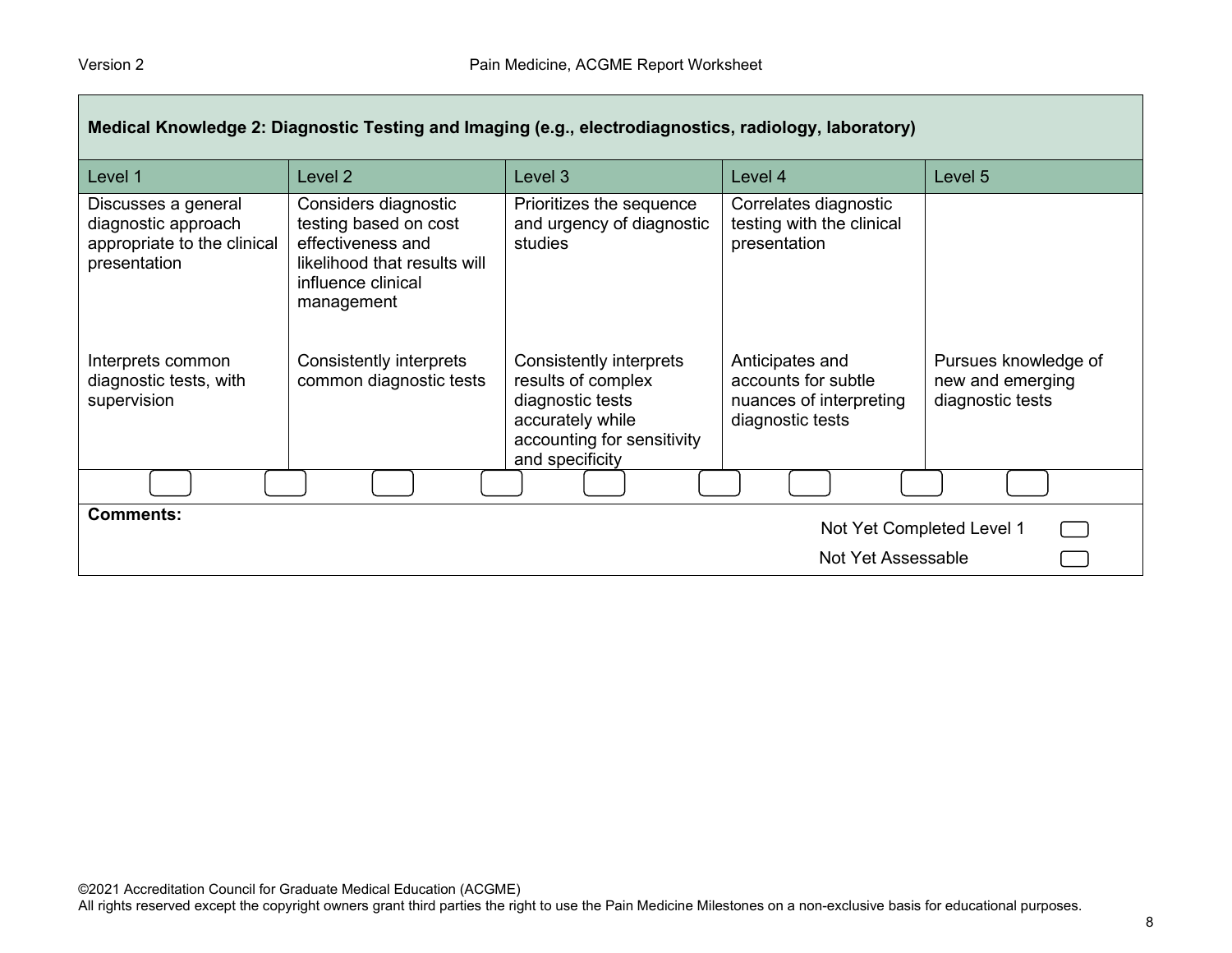| Medical Knowledge 2: Diagnostic Testing and Imaging (e.g., electrodiagnostics, radiology, laboratory) | | | | |
|---|---|---|---|---|
| Level 1 | Level 2 | Level 3 | Level 4 | Level 5 |
| Discusses a general diagnostic approach appropriate to the clinical presentation | Considers diagnostic testing based on cost effectiveness and likelihood that results will influence clinical management | Prioritizes the sequence and urgency of diagnostic studies | Correlates diagnostic testing with the clinical presentation | |
| Interprets common diagnostic tests, with supervision | Consistently interprets common diagnostic tests | Consistently interprets results of complex diagnostic tests accurately while accounting for sensitivity and specificity | Anticipates and accounts for subtle nuances of interpreting diagnostic tests | Pursues knowledge of new and emerging diagnostic tests |

**Comments:**

Not Yet Completed Level 1

Not Yet Assessable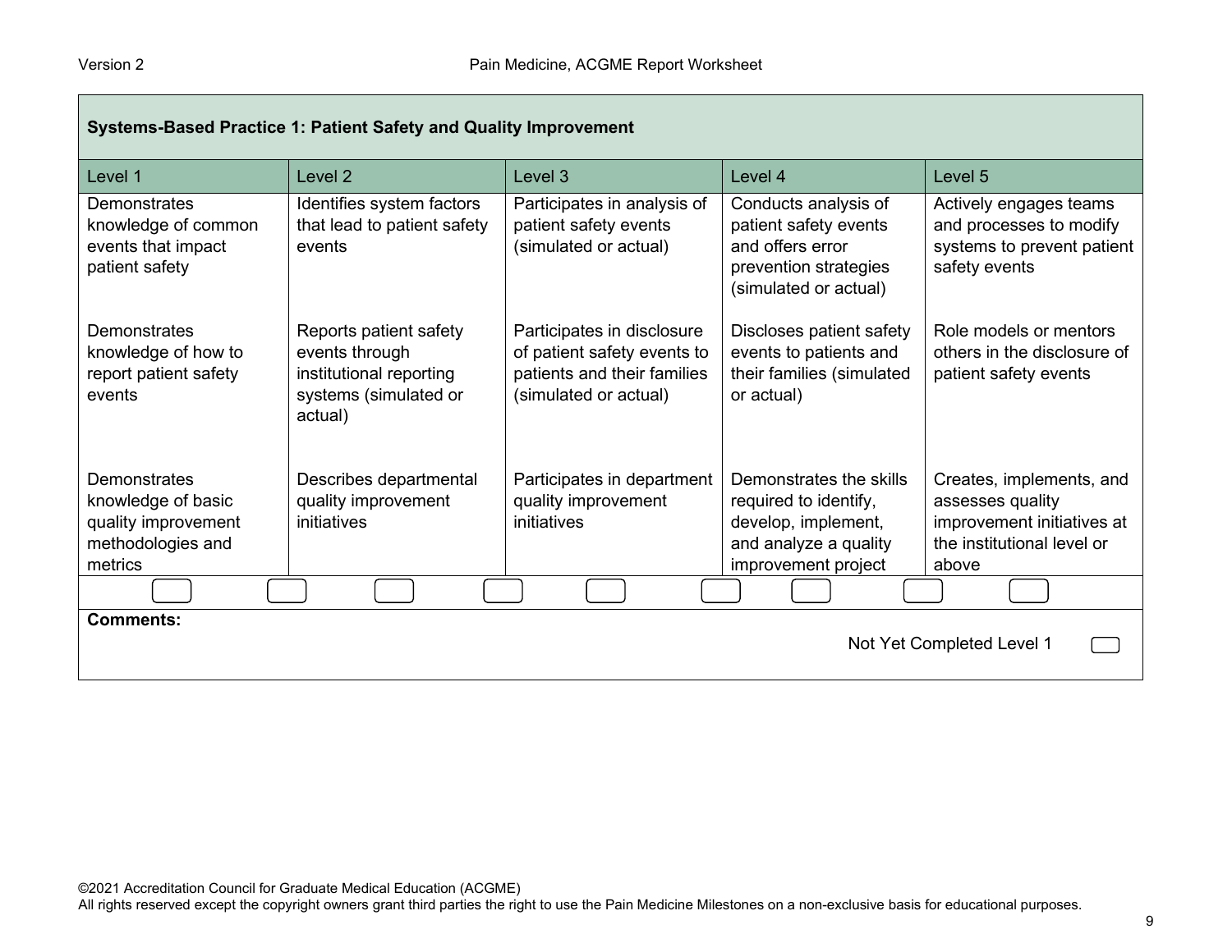**Systems-Based Practice 1: Patient Safety and Quality Improvement**

| Level 1 | Level 2 | Level 3 | Level 4 | Level 5 |
|---|---|---|---|---|
| Demonstrates knowledge of common events that impact patient safety | Identifies system factors that lead to patient safety events | Participates in analysis of patient safety events (simulated or actual) | Conducts analysis of patient safety events and offers error prevention strategies (simulated or actual) | Actively engages teams and processes to modify systems to prevent patient safety events |
| Demonstrates knowledge of how to report patient safety events | Reports patient safety events through institutional reporting systems (simulated or actual) | Participates in disclosure of patient safety events to patients and their families (simulated or actual) | Discloses patient safety events to patients and their families (simulated or actual) | Role models or mentors others in the disclosure of patient safety events |
| Demonstrates knowledge of basic quality improvement methodologies and metrics | Describes departmental quality improvement initiatives | Participates in department quality improvement initiatives | Demonstrates the skills required to identify, develop, implement, and analyze a quality improvement project | Creates, implements, and assesses quality improvement initiatives at the institutional level or above |

**Comments:**

Not Yet Completed Level 1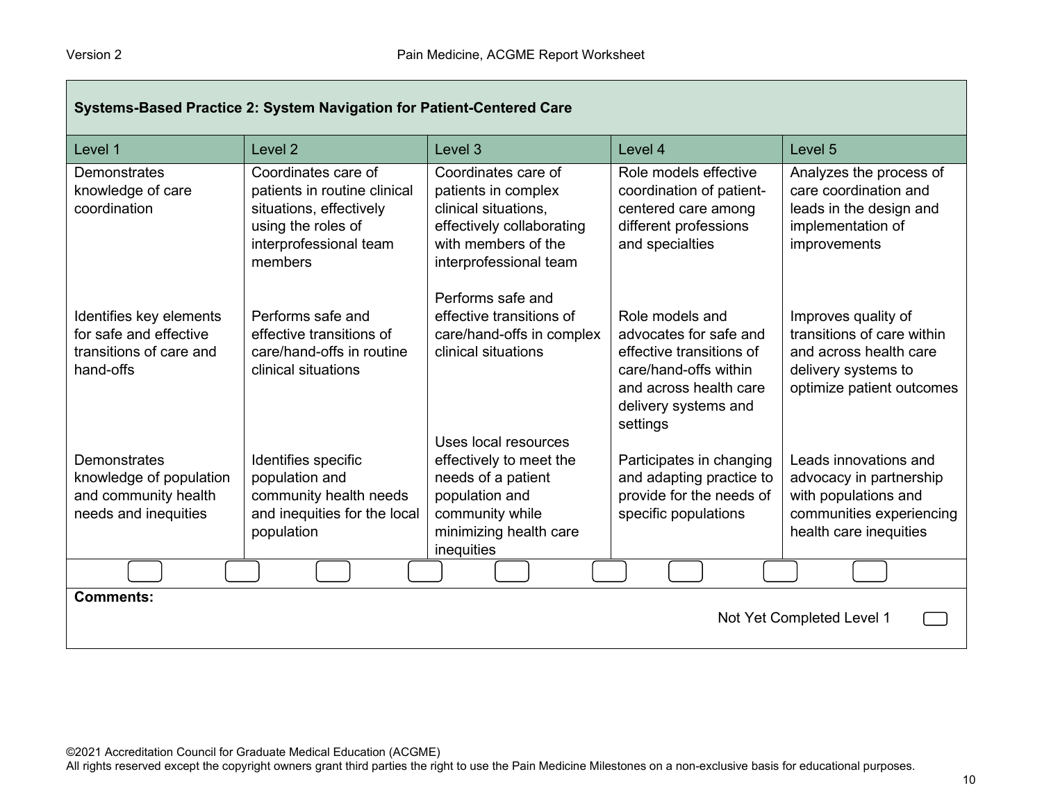| **Systems-Based Practice 2: System Navigation for Patient-Centered Care** | | | | |
|---|---|---|---|---|
| Level 1 | Level 2 | Level 3 | Level 4 | Level 5 |
| Demonstrates knowledge of care coordination | Coordinates care of patients in routine clinical situations, effectively using the roles of interprofessional team members | Coordinates care of patients in complex clinical situations, effectively collaborating with members of the interprofessional team | Role models effective coordination of patient-centered care among different professions and specialties | Analyzes the process of care coordination and leads in the design and implementation of improvements |
| Identifies key elements for safe and effective transitions of care and hand-offs | Performs safe and effective transitions of care/hand-offs in routine clinical situations | Performs safe and effective transitions of care/hand-offs in complex clinical situations | Role models and advocates for safe and effective transitions of care/hand-offs within and across health care delivery systems and settings | Improves quality of transitions of care within and across health care delivery systems to optimize patient outcomes |
| Demonstrates knowledge of population and community health needs and inequities | Identifies specific population and community health needs and inequities for the local population | Uses local resources effectively to meet the needs of a patient population and community while minimizing health care inequities | Participates in changing and adapting practice to provide for the needs of specific populations | Leads innovations and advocacy in partnership with populations and communities experiencing health care inequities |

**Comments:**

Not Yet Completed Level 1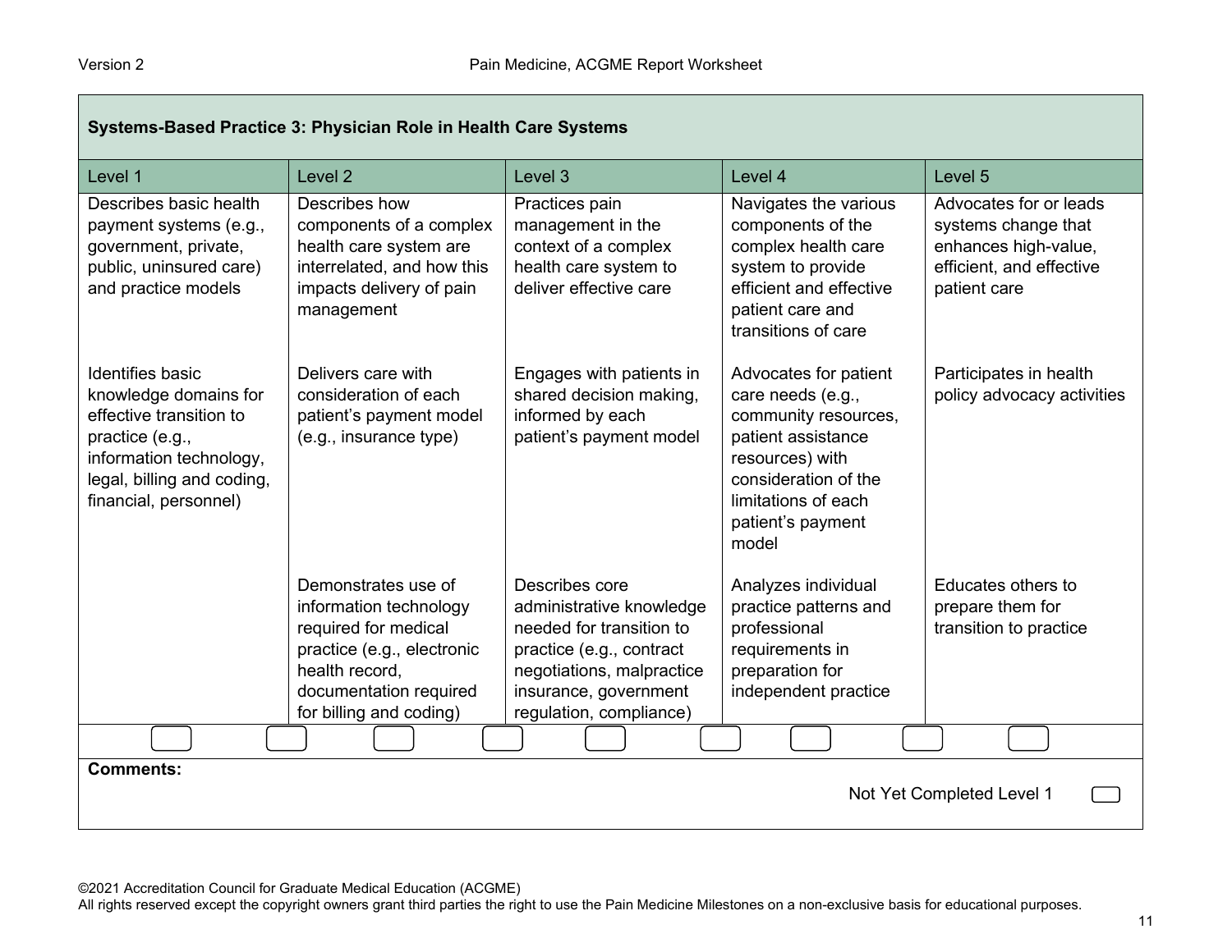## Systems-Based Practice 3: Physician Role in Health Care Systems

| Level 1 | Level 2 | Level 3 | Level 4 | Level 5 |
|---|---|---|---|---|
| Describes basic health payment systems (e.g., government, private, public, uninsured care) and practice models | Describes how components of a complex health care system are interrelated, and how this impacts delivery of pain management | Practices pain management in the context of a complex health care system to deliver effective care | Navigates the various components of the complex health care system to provide efficient and effective patient care and transitions of care | Advocates for or leads systems change that enhances high-value, efficient, and effective patient care |
| Identifies basic knowledge domains for effective transition to practice (e.g., information technology, legal, billing and coding, financial, personnel) | Delivers care with consideration of each patient's payment model (e.g., insurance type) | Engages with patients in shared decision making, informed by each patient's payment model | Advocates for patient care needs (e.g., community resources, patient assistance resources) with consideration of the limitations of each patient's payment model | Participates in health policy advocacy activities |
| | Demonstrates use of information technology required for medical practice (e.g., electronic health record, documentation required for billing and coding) | Describes core administrative knowledge needed for transition to practice (e.g., contract negotiations, malpractice insurance, government regulation, compliance) | Analyzes individual practice patterns and professional requirements in preparation for independent practice | Educates others to prepare them for transition to practice |

**Comments:**

Not Yet Completed Level 1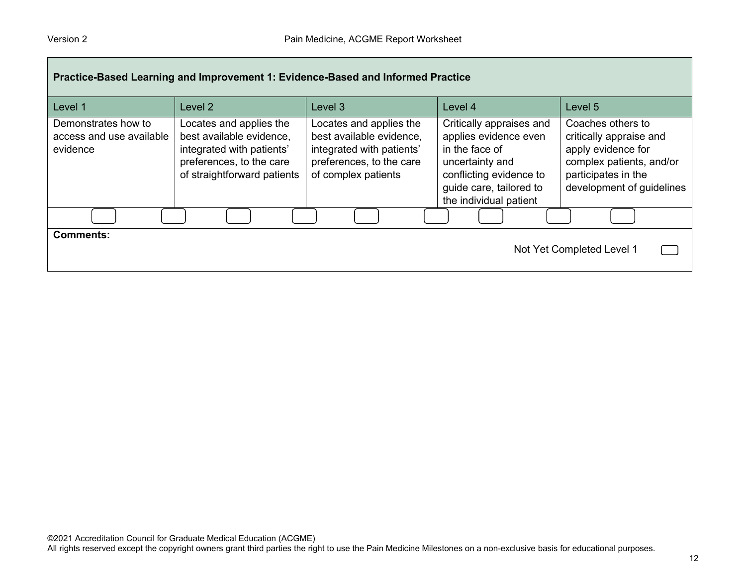| Practice-Based Learning and Improvement 1: Evidence-Based and Informed Practice | | | | |
|---|---|---|---|---|
| Level 1 | Level 2 | Level 3 | Level 4 | Level 5 |
| Demonstrates how to access and use available evidence | Locates and applies the best available evidence, integrated with patients' preferences, to the care of straightforward patients | Locates and applies the best available evidence, integrated with patients' preferences, to the care of complex patients | Critically appraises and applies evidence even in the face of uncertainty and conflicting evidence to guide care, tailored to the individual patient | Coaches others to critically appraise and apply evidence for complex patients, and/or participates in the development of guidelines |

**Comments:**

Not Yet Completed Level 1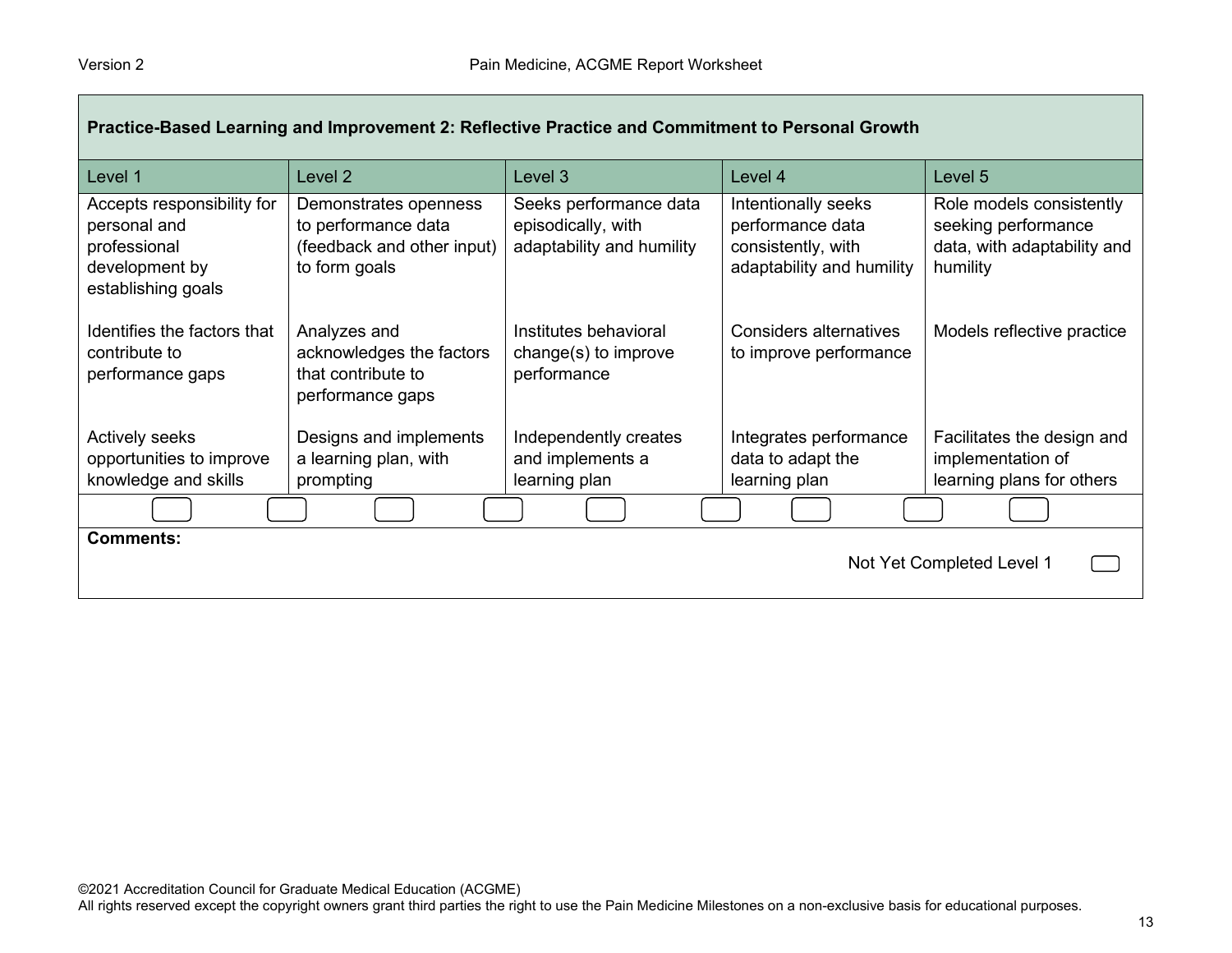| Practice-Based Learning and Improvement 2: Reflective Practice and Commitment to Personal Growth | | | | |
|---|---|---|---|---|
| Level 1 | Level 2 | Level 3 | Level 4 | Level 5 |
| Accepts responsibility for personal and professional development by establishing goals | Demonstrates openness to performance data (feedback and other input) to form goals | Seeks performance data episodically, with adaptability and humility | Intentionally seeks performance data consistently, with adaptability and humility | Role models consistently seeking performance data, with adaptability and humility |
| Identifies the factors that contribute to performance gaps | Analyzes and acknowledges the factors that contribute to performance gaps | Institutes behavioral change(s) to improve performance | Considers alternatives to improve performance | Models reflective practice |
| Actively seeks opportunities to improve knowledge and skills | Designs and implements a learning plan, with prompting | Independently creates and implements a learning plan | Integrates performance data to adapt the learning plan | Facilitates the design and implementation of learning plans for others |

**Comments:**

Not Yet Completed Level 1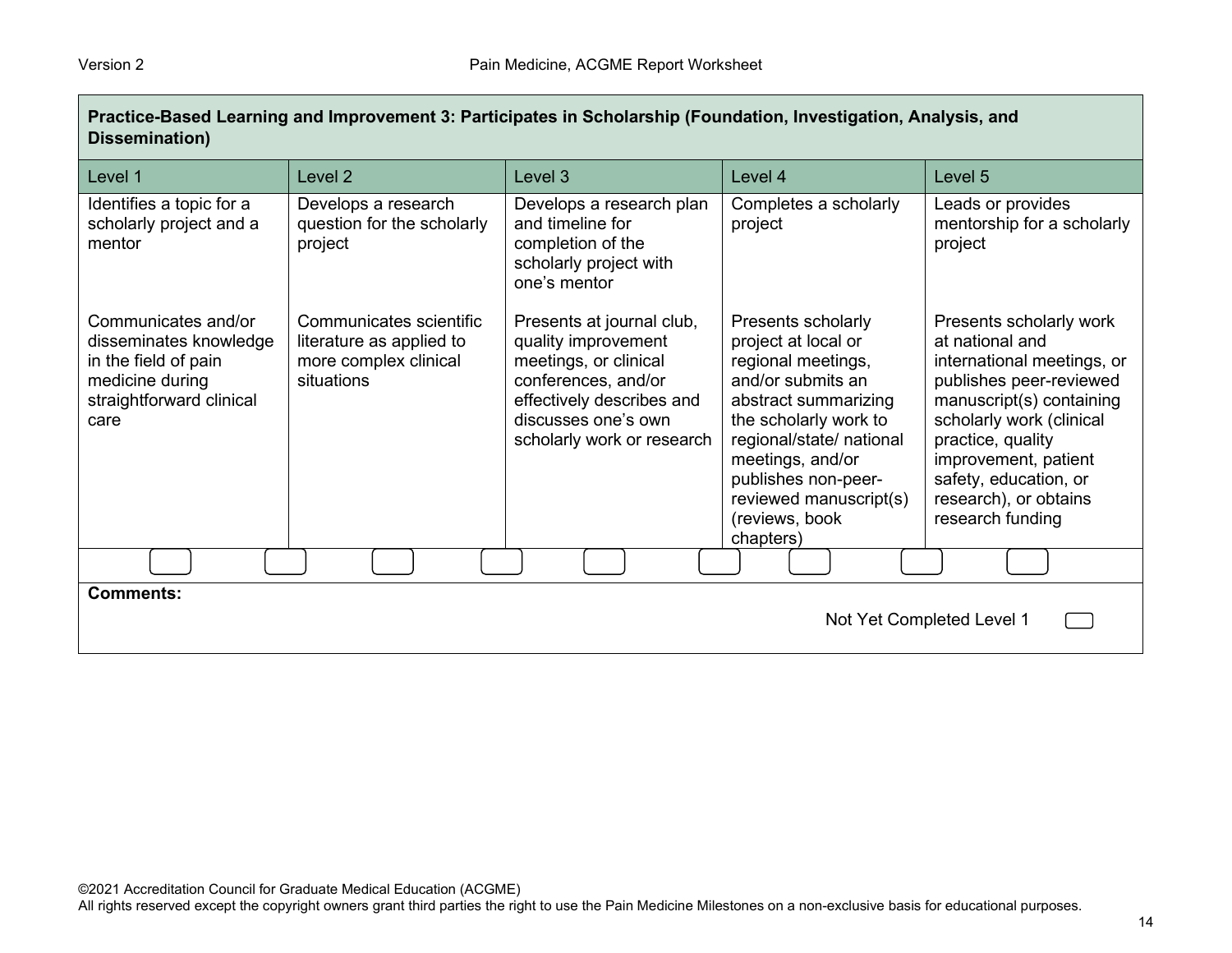| Practice-Based Learning and Improvement 3: Participates in Scholarship (Foundation, Investigation, Analysis, and Dissemination) | | | | |
|---|---|---|---|---|
| Level 1 | Level 2 | Level 3 | Level 4 | Level 5 |
| Identifies a topic for a scholarly project and a mentor | Develops a research question for the scholarly project | Develops a research plan and timeline for completion of the scholarly project with one's mentor | Completes a scholarly project | Leads or provides mentorship for a scholarly project |
| Communicates and/or disseminates knowledge in the field of pain medicine during straightforward clinical care | Communicates scientific literature as applied to more complex clinical situations | Presents at journal club, quality improvement meetings, or clinical conferences, and/or effectively describes and discusses one's own scholarly work or research | Presents scholarly project at local or regional meetings, and/or submits an abstract summarizing the scholarly work to regional/state/ national meetings, and/or publishes non-peer-reviewed manuscript(s) (reviews, book chapters) | Presents scholarly work at national and international meetings, or publishes peer-reviewed manuscript(s) containing scholarly work (clinical practice, quality improvement, patient safety, education, or research), or obtains research funding |

**Comments:**

Not Yet Completed Level 1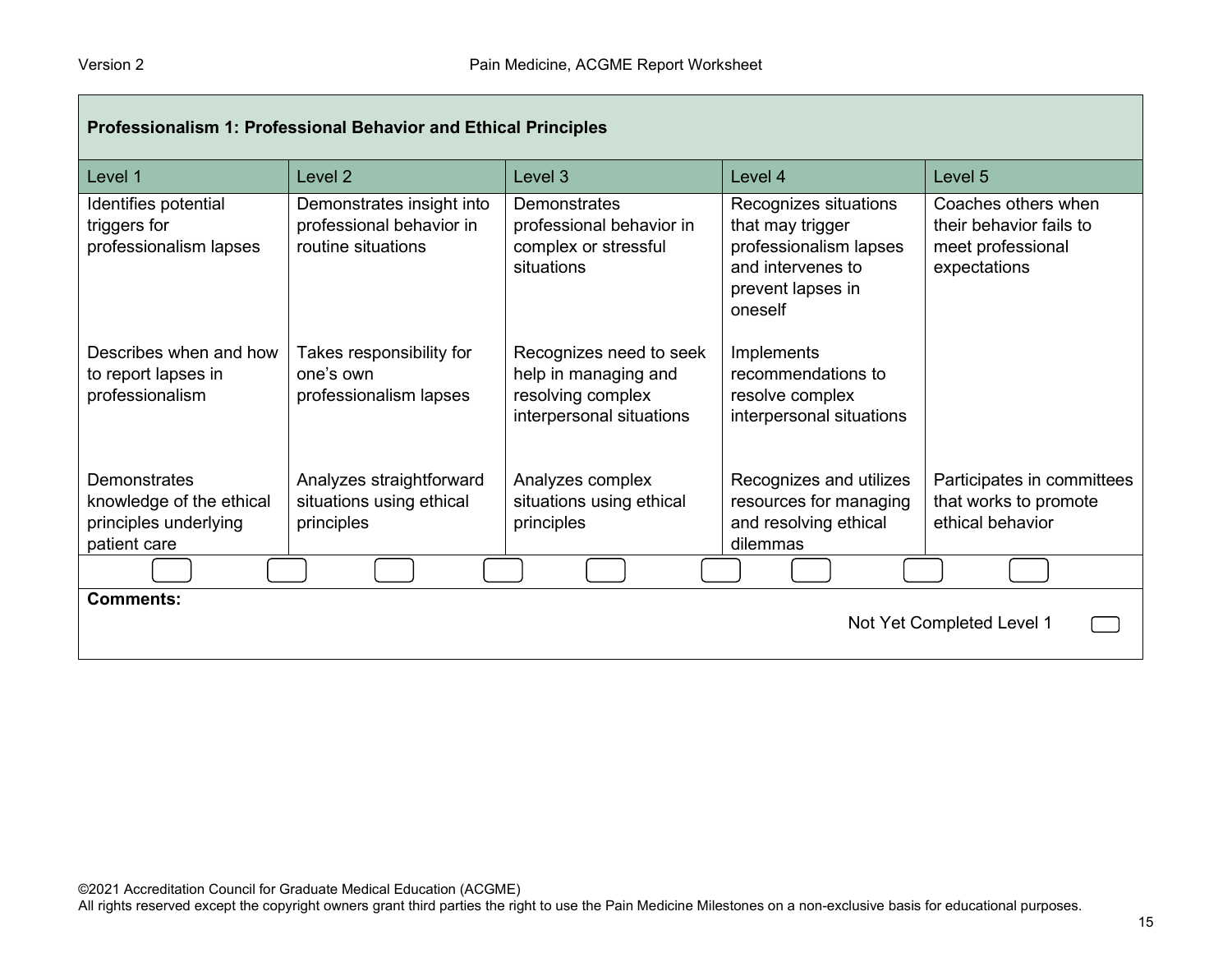## Professionalism 1: Professional Behavior and Ethical Principles

| Level 1 | Level 2 | Level 3 | Level 4 | Level 5 |
|---|---|---|---|---|
| Identifies potential triggers for professionalism lapses | Demonstrates insight into professional behavior in routine situations | Demonstrates professional behavior in complex or stressful situations | Recognizes situations that may trigger professionalism lapses and intervenes to prevent lapses in oneself | Coaches others when their behavior fails to meet professional expectations |
| Describes when and how to report lapses in professionalism | Takes responsibility for one's own professionalism lapses | Recognizes need to seek help in managing and resolving complex interpersonal situations | Implements recommendations to resolve complex interpersonal situations | |
| Demonstrates knowledge of the ethical principles underlying patient care | Analyzes straightforward situations using ethical principles | Analyzes complex situations using ethical principles | Recognizes and utilizes resources for managing and resolving ethical dilemmas | Participates in committees that works to promote ethical behavior |

**Comments:**

Not Yet Completed Level 1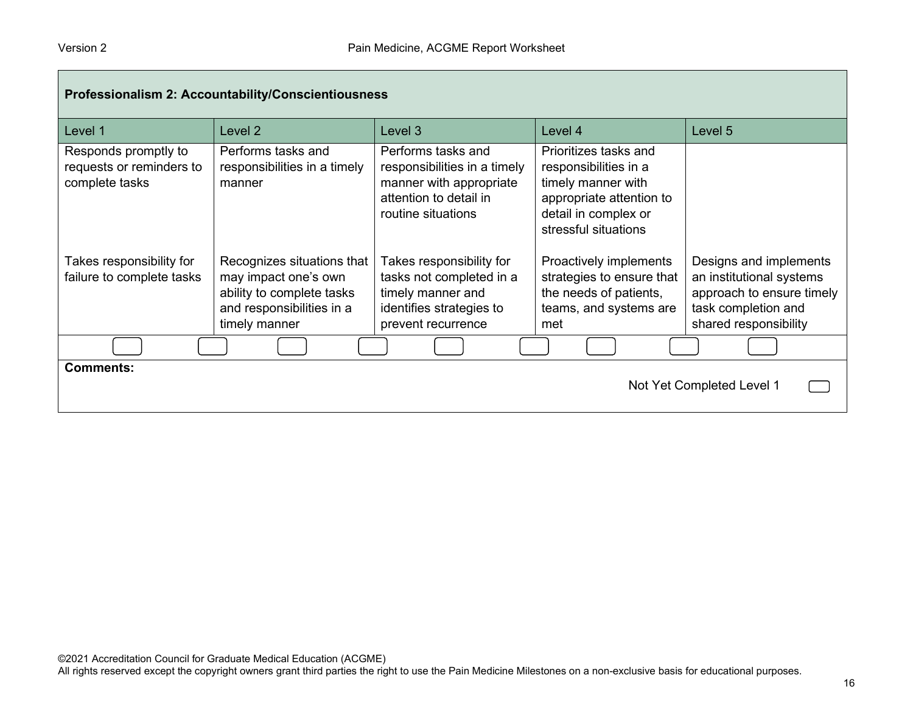| Professionalism 2: Accountability/Conscientiousness | | | | |
|---|---|---|---|---|
| Level 1 | Level 2 | Level 3 | Level 4 | Level 5 |
| Responds promptly to requests or reminders to complete tasks | Performs tasks and responsibilities in a timely manner | Performs tasks and responsibilities in a timely manner with appropriate attention to detail in routine situations | Prioritizes tasks and responsibilities in a timely manner with appropriate attention to detail in complex or stressful situations | |
| Takes responsibility for failure to complete tasks | Recognizes situations that may impact one's own ability to complete tasks and responsibilities in a timely manner | Takes responsibility for tasks not completed in a timely manner and identifies strategies to prevent recurrence | Proactively implements strategies to ensure that the needs of patients, teams, and systems are met | Designs and implements an institutional systems approach to ensure timely task completion and shared responsibility |

**Comments:**

Not Yet Completed Level 1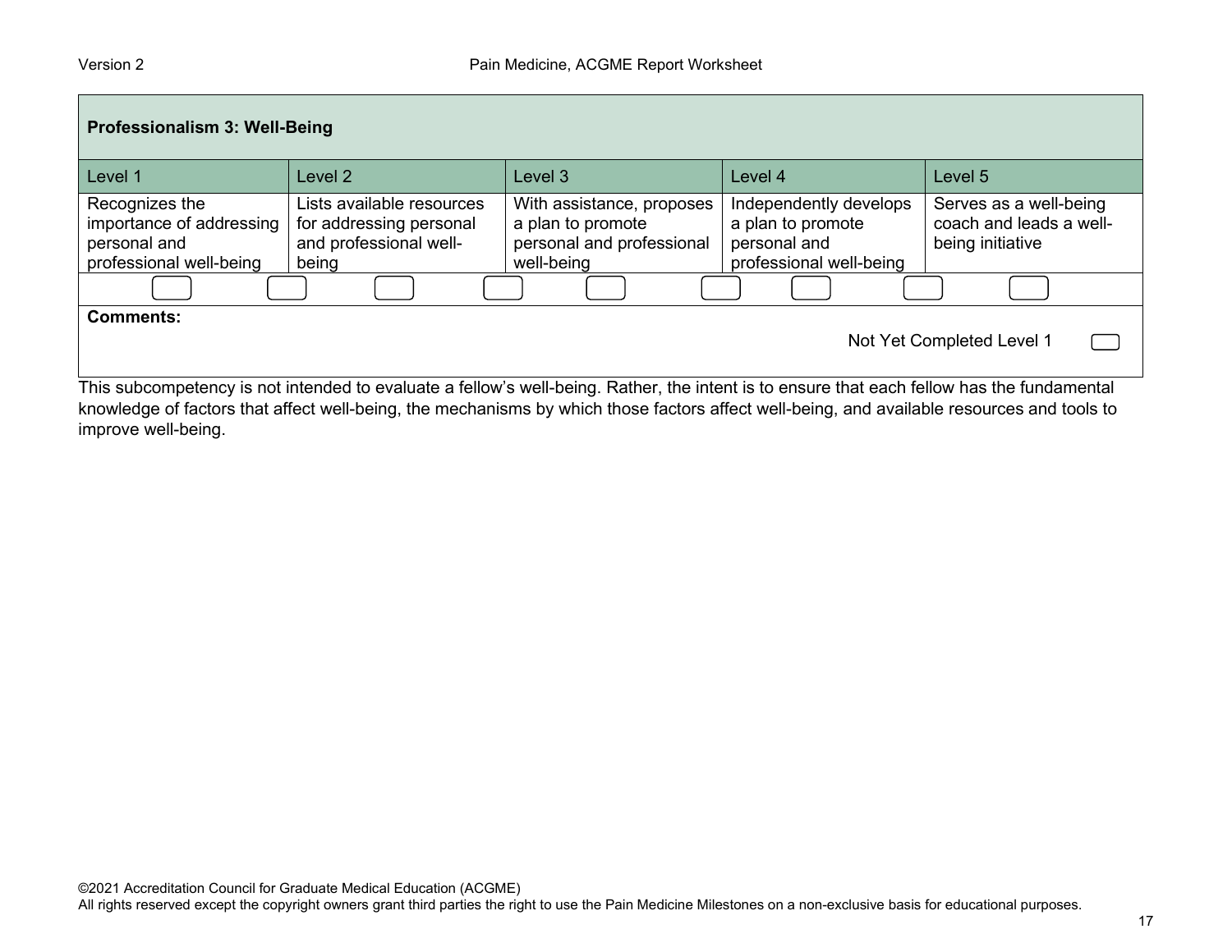| Professionalism 3: Well-Being | | | | |
|---|---|---|---|---|
| Level 1 | Level 2 | Level 3 | Level 4 | Level 5 |
| Recognizes the importance of addressing personal and professional well-being | Lists available resources for addressing personal and professional well-being | With assistance, proposes a plan to promote personal and professional well-being | Independently develops a plan to promote personal and professional well-being | Serves as a well-being coach and leads a well-being initiative |

**Comments:**

Not Yet Completed Level 1

This subcompetency is not intended to evaluate a fellow's well-being. Rather, the intent is to ensure that each fellow has the fundamental knowledge of factors that affect well-being, the mechanisms by which those factors affect well-being, and available resources and tools to improve well-being.

©2021 Accreditation Council for Graduate Medical Education (ACGME)
All rights reserved except the copyright owners grant third parties the right to use the Pain Medicine Milestones on a non-exclusive basis for educational purposes.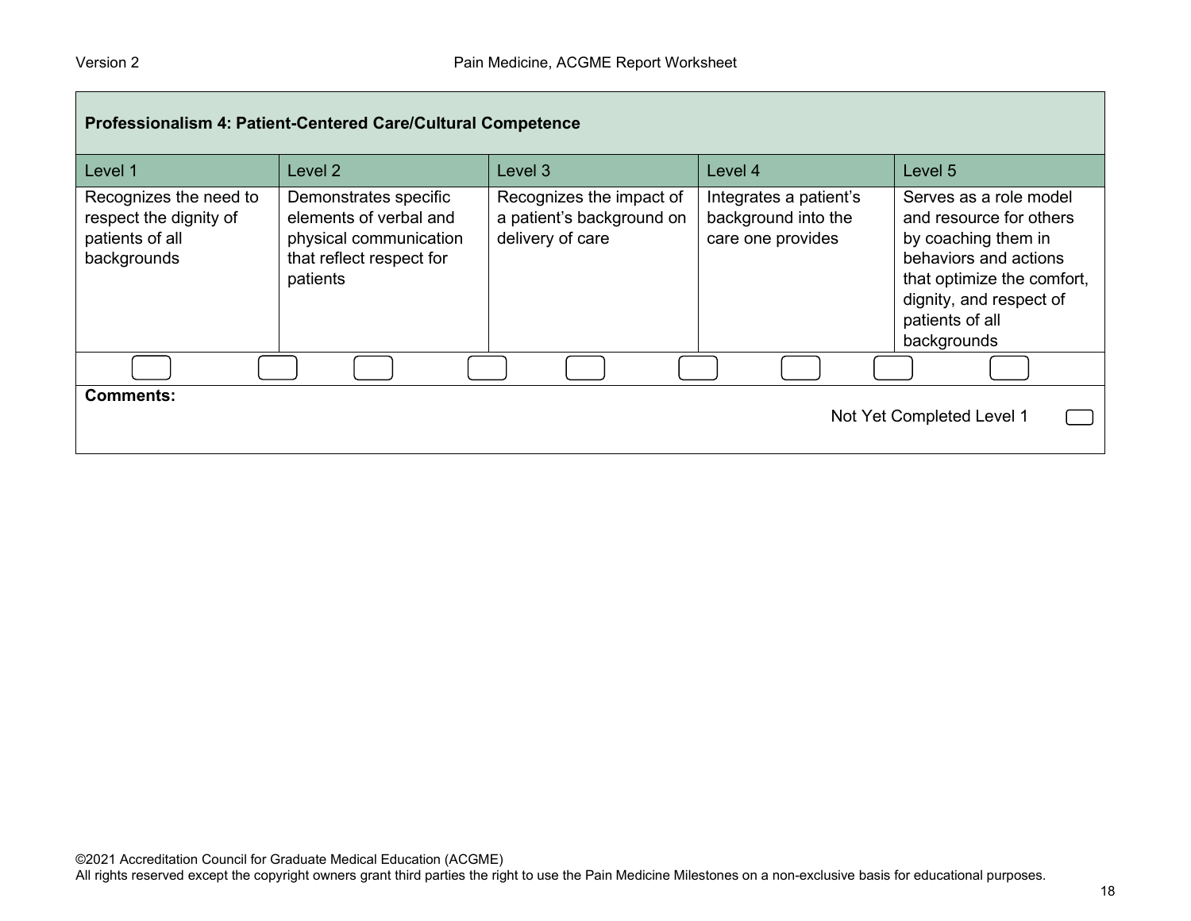| Professionalism 4: Patient-Centered Care/Cultural Competence | | | | |
|---|---|---|---|---|
| Level 1 | Level 2 | Level 3 | Level 4 | Level 5 |
| Recognizes the need to respect the dignity of patients of all backgrounds | Demonstrates specific elements of verbal and physical communication that reflect respect for patients | Recognizes the impact of a patient's background on delivery of care | Integrates a patient's background into the care one provides | Serves as a role model and resource for others by coaching them in behaviors and actions that optimize the comfort, dignity, and respect of patients of all backgrounds |

**Comments:**

Not Yet Completed Level 1

©2021 Accreditation Council for Graduate Medical Education (ACGME)
All rights reserved except the copyright owners grant third parties the right to use the Pain Medicine Milestones on a non-exclusive basis for educational purposes.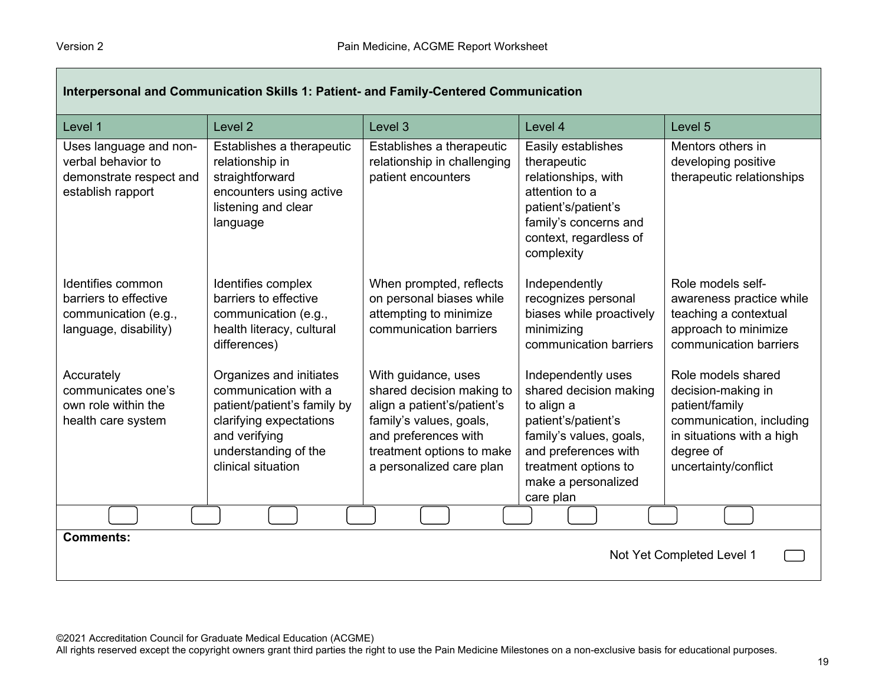## Interpersonal and Communication Skills 1: Patient- and Family-Centered Communication

| Level 1 | Level 2 | Level 3 | Level 4 | Level 5 |
|---|---|---|---|---|
| Uses language and non-verbal behavior to demonstrate respect and establish rapport | Establishes a therapeutic relationship in straightforward encounters using active listening and clear language | Establishes a therapeutic relationship in challenging patient encounters | Easily establishes therapeutic relationships, with attention to a patient's/patient's family's concerns and context, regardless of complexity | Mentors others in developing positive therapeutic relationships |
| Identifies common barriers to effective communication (e.g., language, disability) | Identifies complex barriers to effective communication (e.g., health literacy, cultural differences) | When prompted, reflects on personal biases while attempting to minimize communication barriers | Independently recognizes personal biases while proactively minimizing communication barriers | Role models self-awareness practice while teaching a contextual approach to minimize communication barriers |
| Accurately communicates one's own role within the health care system | Organizes and initiates communication with a patient/patient's family by clarifying expectations and verifying understanding of the clinical situation | With guidance, uses shared decision making to align a patient's/patient's family's values, goals, and preferences with treatment options to make a personalized care plan | Independently uses shared decision making to align a patient's/patient's family's values, goals, and preferences with treatment options to make a personalized care plan | Role models shared decision-making in patient/family communication, including in situations with a high degree of uncertainty/conflict |

**Comments:**

Not Yet Completed Level 1

©2021 Accreditation Council for Graduate Medical Education (ACGME)
All rights reserved except the copyright owners grant third parties the right to use the Pain Medicine Milestones on a non-exclusive basis for educational purposes.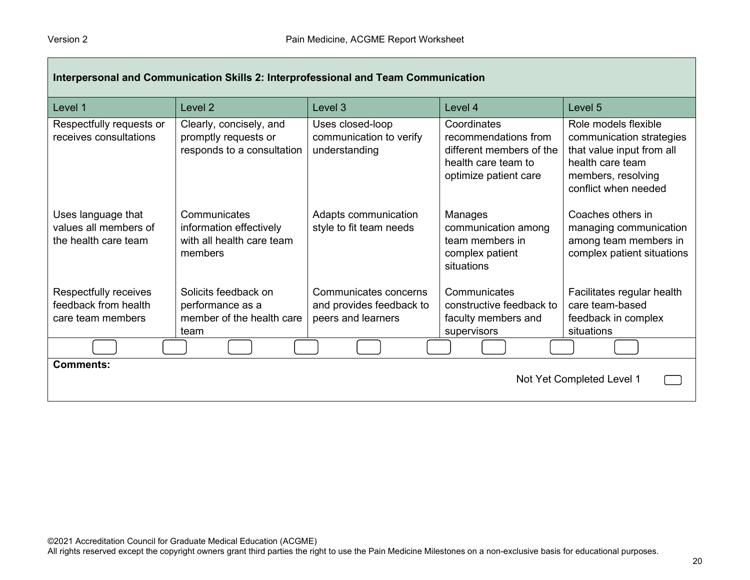## Interpersonal and Communication Skills 2: Interprofessional and Team Communication

| Level 1 | Level 2 | Level 3 | Level 4 | Level 5 |
|---|---|---|---|---|
| Respectfully requests or receives consultations | Clearly, concisely, and promptly requests or responds to a consultation | Uses closed-loop communication to verify understanding | Coordinates recommendations from different members of the health care team to optimize patient care | Role models flexible communication strategies that value input from all health care team members, resolving conflict when needed |
| Uses language that values all members of the health care team | Communicates information effectively with all health care team members | Adapts communication style to fit team needs | Manages communication among team members in complex patient situations | Coaches others in managing communication among team members in complex patient situations |
| Respectfully receives feedback from health care team members | Solicits feedback on performance as a member of the health care team | Communicates concerns and provides feedback to peers and learners | Communicates constructive feedback to faculty members and supervisors | Facilitates regular health care team-based feedback in complex situations |

**Comments:**

Not Yet Completed Level 1

©2021 Accreditation Council for Graduate Medical Education (ACGME)
All rights reserved except the copyright owners grant third parties the right to use the Pain Medicine Milestones on a non-exclusive basis for educational purposes.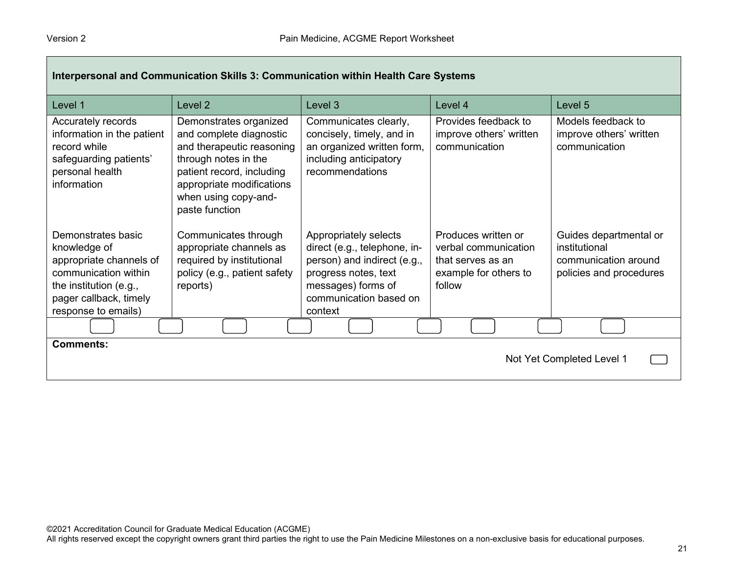## Interpersonal and Communication Skills 3: Communication within Health Care Systems

| Level 1 | Level 2 | Level 3 | Level 4 | Level 5 |
| --- | --- | --- | --- | --- |
| Accurately records information in the patient record while safeguarding patients' personal health information | Demonstrates organized and complete diagnostic and therapeutic reasoning through notes in the patient record, including appropriate modifications when using copy-and-paste function | Communicates clearly, concisely, timely, and in an organized written form, including anticipatory recommendations | Provides feedback to improve others' written communication | Models feedback to improve others' written communication |
| Demonstrates basic knowledge of appropriate channels of communication within the institution (e.g., pager callback, timely response to emails) | Communicates through appropriate channels as required by institutional policy (e.g., patient safety reports) | Appropriately selects direct (e.g., telephone, in-person) and indirect (e.g., progress notes, text messages) forms of communication based on context | Produces written or verbal communication that serves as an example for others to follow | Guides departmental or institutional communication around policies and procedures |

**Comments:**

Not Yet Completed Level 1

©2021 Accreditation Council for Graduate Medical Education (ACGME)
All rights reserved except the copyright owners grant third parties the right to use the Pain Medicine Milestones on a non-exclusive basis for educational purposes.